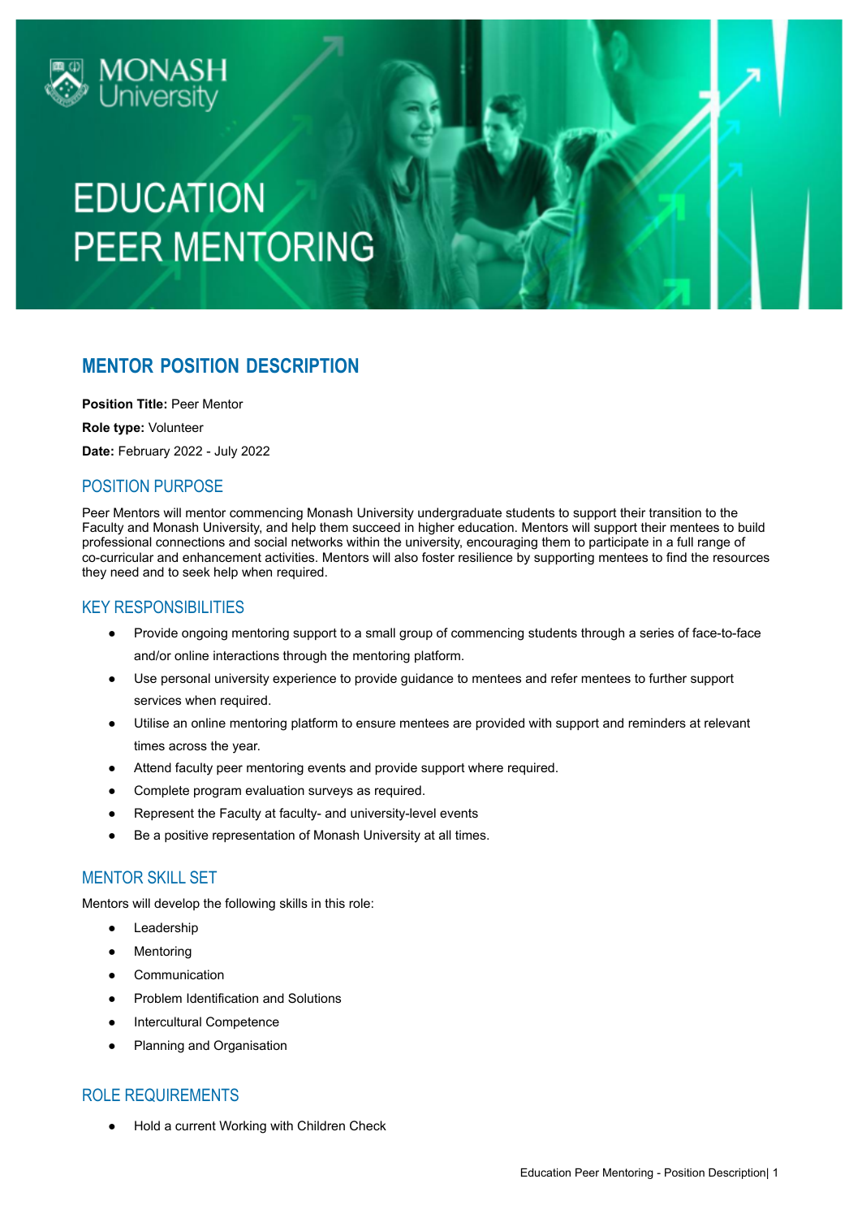MONASH University

# EDUCATION PEER MENTORING

## MENTOR POSITION DESCRIPTION

**Position Title:** Peer Mentor

**Role type:** Volunteer

**Date:** February 2022 - July 2022

### POSITION PURPOSE

Peer Mentors will mentor commencing Monash University undergraduate students to support their transition to the Faculty and Monash University, and help them succeed in higher education. Mentors will support their mentees to build professional connections and social networks within the university, encouraging them to participate in a full range of co-curricular and enhancement activities. Mentors will also foster resilience by supporting mentees to find the resources they need and to seek help when required.

### KEY RESPONSIBILITIES

- Provide ongoing mentoring support to a small group of commencing students through a series of face-to-face and/or online interactions through the mentoring platform.
- Use personal university experience to provide guidance to mentees and refer mentees to further support services when required.
- Utilise an online mentoring platform to ensure mentees are provided with support and reminders at relevant times across the year.
- Attend faculty peer mentoring events and provide support where required.
- Complete program evaluation surveys as required.
- Represent the Faculty at faculty- and university-level events
- Be a positive representation of Monash University at all times.

### MENTOR SKILL SET

Mentors will develop the following skills in this role:

- Leadership
- Mentoring
- Communication
- Problem Identification and Solutions
- Intercultural Competence
- Planning and Organisation

### ROLE REQUIREMENTS

- Hold a current Working with Children Check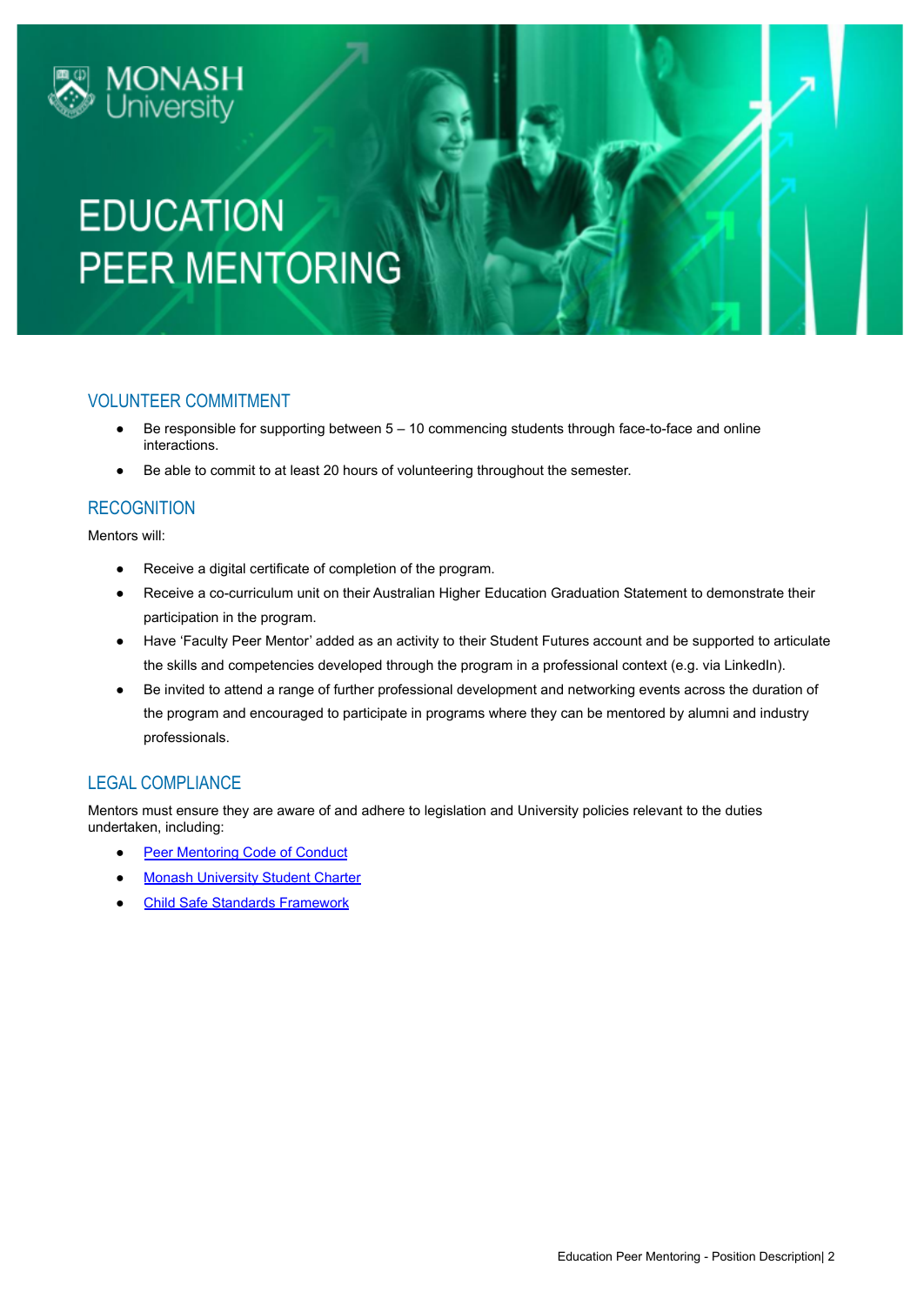# EDUCATION PEER MENTORING

## VOLUNTEER COMMITMENT

- Be responsible for supporting between 5 – 10 commencing students through face-to-face and online interactions.
- Be able to commit to at least 20 hours of volunteering throughout the semester.

## RECOGNITION

Mentors will:

- Receive a digital certificate of completion of the program.
- Receive a co-curriculum unit on their Australian Higher Education Graduation Statement to demonstrate their participation in the program.
- Have 'Faculty Peer Mentor' added as an activity to their Student Futures account and be supported to articulate the skills and competencies developed through the program in a professional context (e.g. via LinkedIn).
- Be invited to attend a range of further professional development and networking events across the duration of the program and encouraged to participate in programs where they can be mentored by alumni and industry professionals.

## LEGAL COMPLIANCE

Mentors must ensure they are aware of and adhere to legislation and University policies relevant to the duties undertaken, including:

- Peer Mentoring Code of Conduct
- Monash University Student Charter
- Child Safe Standards Framework